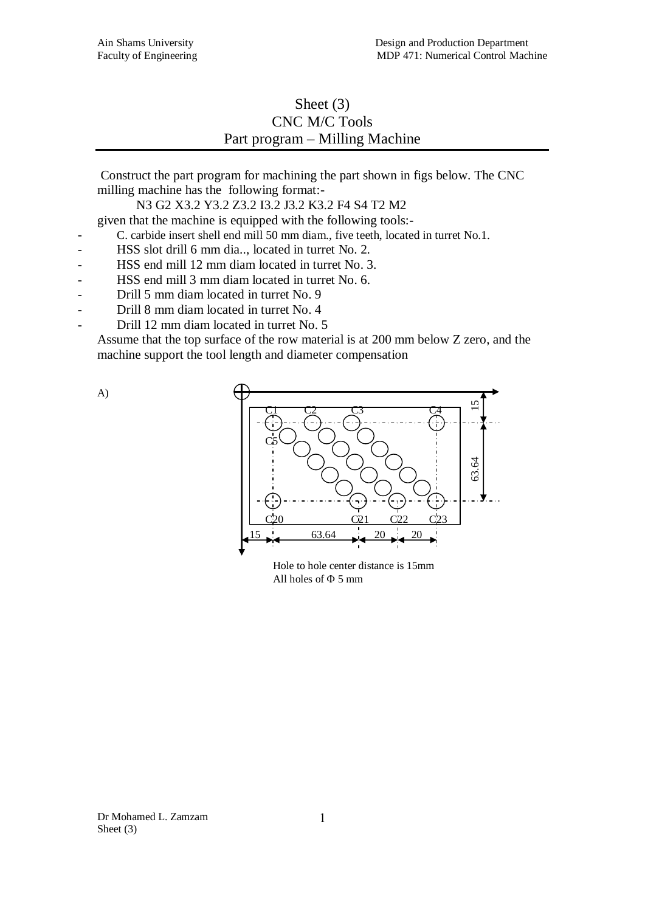# Sheet (3)
# CNC M/C Tools
# Part program – Milling Machine

Construct the part program for machining the part shown in figs below. The CNC milling machine has the following format:-

N3 G2 X3.2 Y3.2 Z3.2 I3.2 J3.2 K3.2 F4 S4 T2 M2

given that the machine is equipped with the following tools:-

- C. carbide insert shell end mill 50 mm diam., five teeth, located in turret No.1.
- HSS slot drill 6 mm dia.., located in turret No. 2.
- HSS end mill 12 mm diam located in turret No. 3.
- HSS end mill 3 mm diam located in turret No. 6.
- Drill 5 mm diam located in turret No. 9
- Drill 8 mm diam located in turret No. 4
- Drill 12 mm diam located in turret No. 5

Assume that the top surface of the row material is at 200 mm below Z zero, and the machine support the tool length and diameter compensation

A)

C1 C2 C3 C4

C5

C20 C21 C22 C23

15 63.64 20 20

15 63.64

Hole to hole center distance is 15mm
All holes of Φ 5 mm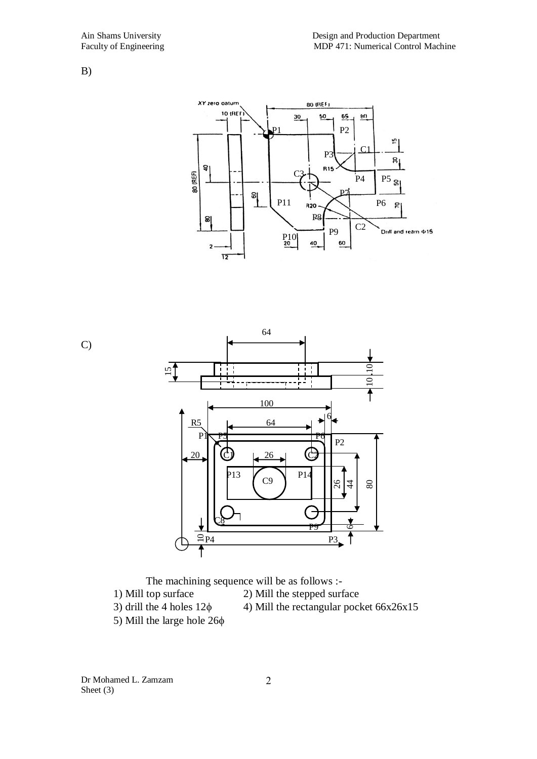B)

C)

The machining sequence will be as follows :-

1) Mill top surface
2) Mill the stepped surface
3) drill the 4 holes 12ϕ
4) Mill the rectangular pocket 66x26x15
5) Mill the large hole 26ϕ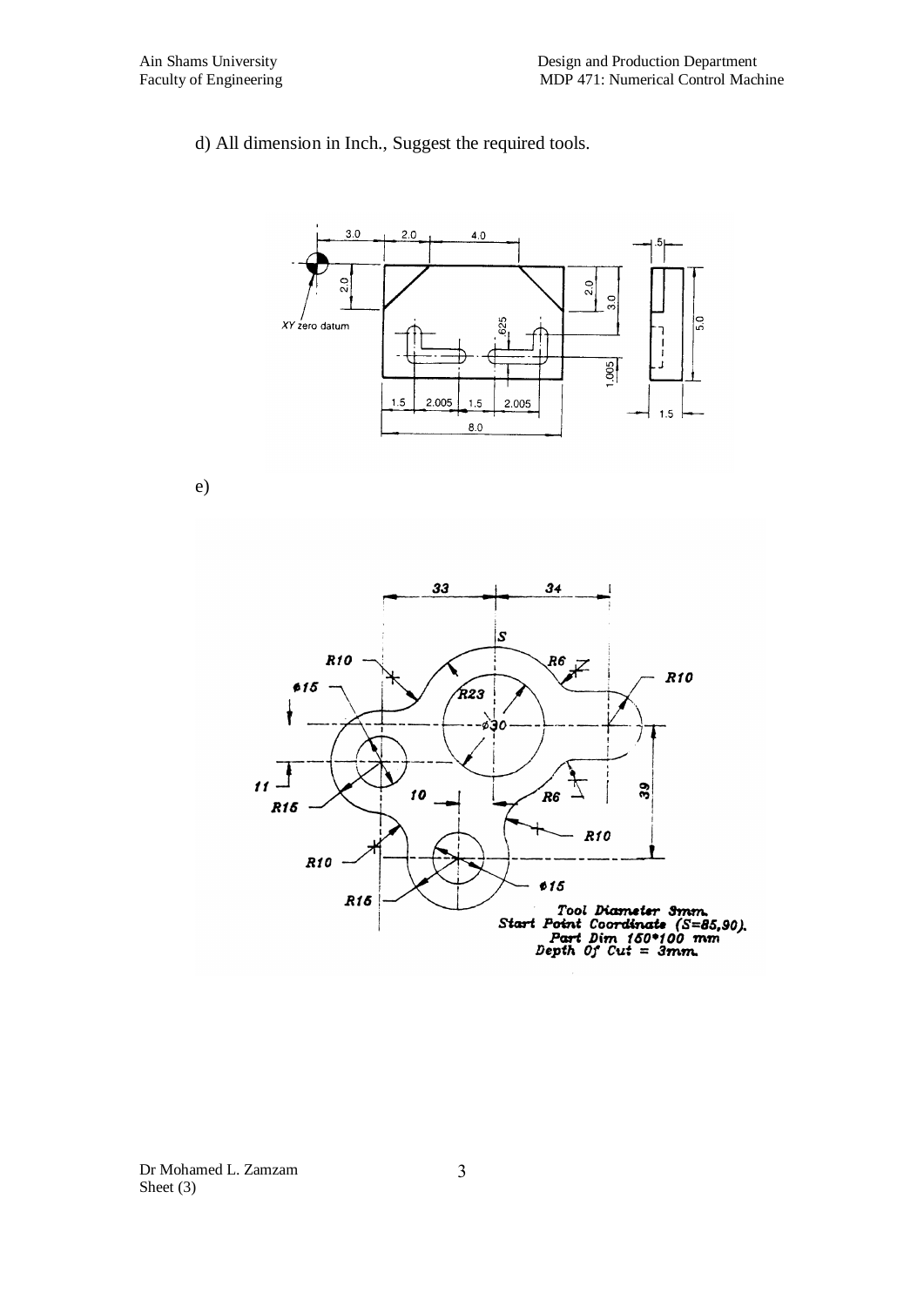d) All dimension in Inch., Suggest the required tools.

e)

Tool Diameter 3mm.
Start Point Coordinate (S=85,90).
Part Dim 150*100 mm
Depth Of Cut = 3mm.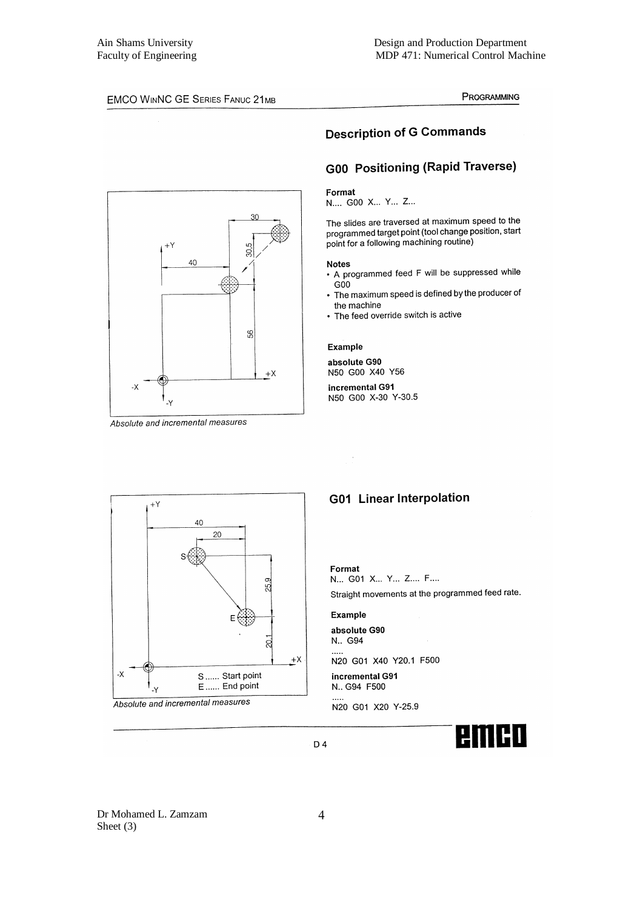EMCO WinNC GE Series Fanuc 21MB — Programming

# Description of G Commands

## G00 Positioning (Rapid Traverse)

**Format**

N.... G00 X... Y... Z...

The slides are traversed at maximum speed to the programmed target point (tool change position, start point for a following machining routine)

**Notes**

- A programmed feed F will be suppressed while G00
- The maximum speed is defined by the producer of the machine
- The feed override switch is active

**Example**

**absolute G90**

N50 G00 X40 Y56

**incremental G91**

N50 G00 X-30 Y-30.5

*Absolute and incremental measures*

## G01 Linear Interpolation

**Format**

N... G01 X... Y... Z.... F....

Straight movements at the programmed feed rate.

**Example**

**absolute G90**

N.. G94

.....

N20 G01 X40 Y20.1 F500

**incremental G91**

N.. G94 F500

.....

N20 G01 X20 Y-25.9

S...... Start point
E...... End point

*Absolute and incremental measures*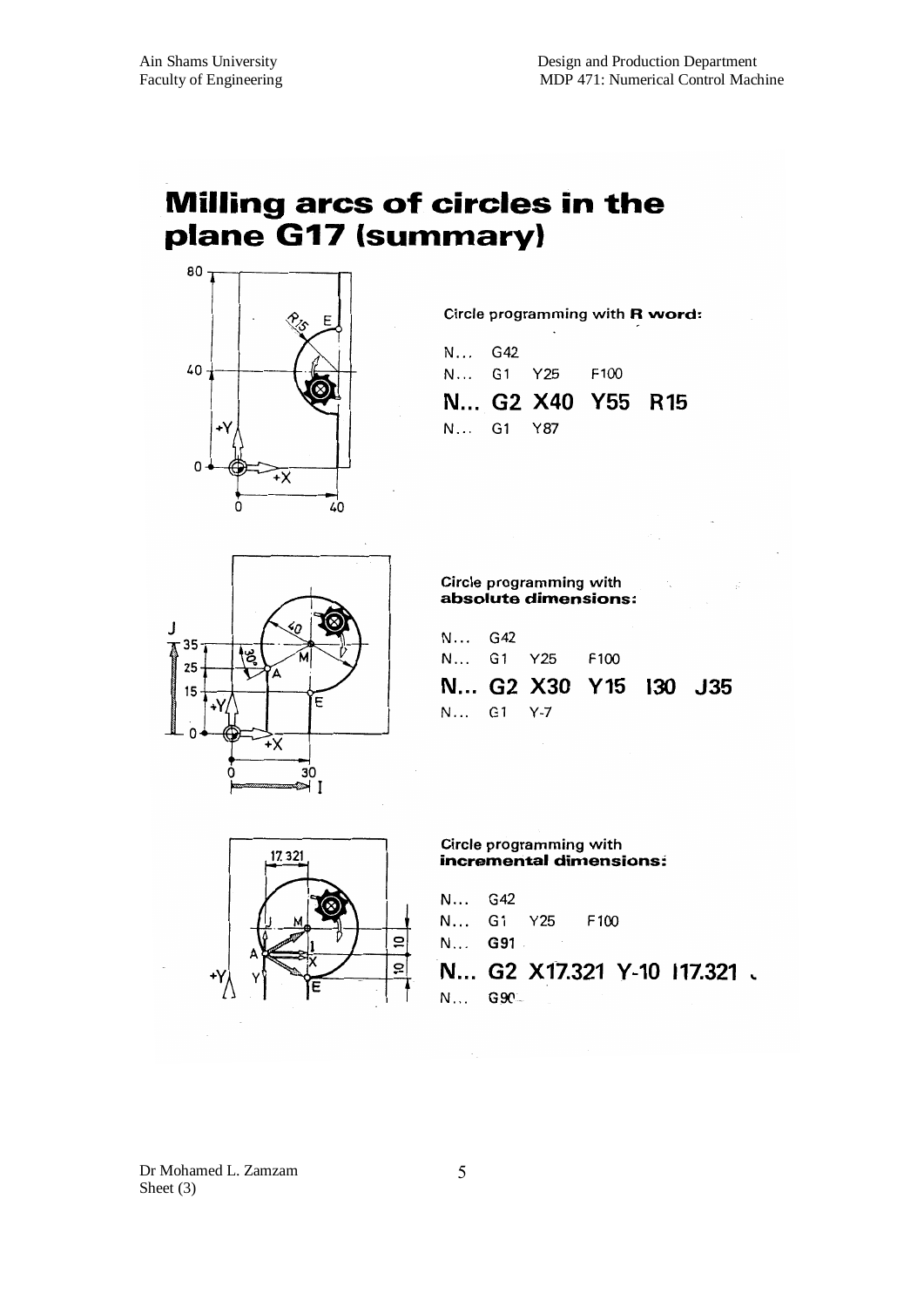# Milling arcs of circles in the plane G17 (summary)

80

40

0

+Y

+X

0

40

R15

E

Circle programming with **R word:**

```
N...  G42
N...  G1   Y25    F100
N...  G2  X40   Y55   R15
N...  G1   Y87
```

J

35

25

15

0

+Y

+X

0

30

I

40

30°

M

A

E

Circle programming with **absolute dimensions:**

```
N...  G42
N...  G1   Y25    F100
N...  G2  X30   Y15   I30   J35
N...  G1   Y-7
```

17.321

J

M

A

I

X

Y

+Y

E

10

10

Circle programming with **incremental dimensions:**

```
N...  G42
N...  G1   Y25    F100
N...  G91
N...  G2  X17.321  Y-10  I17.321 .
N...  G90
```

Dr Mohamed L. Zamzam
Sheet (3)